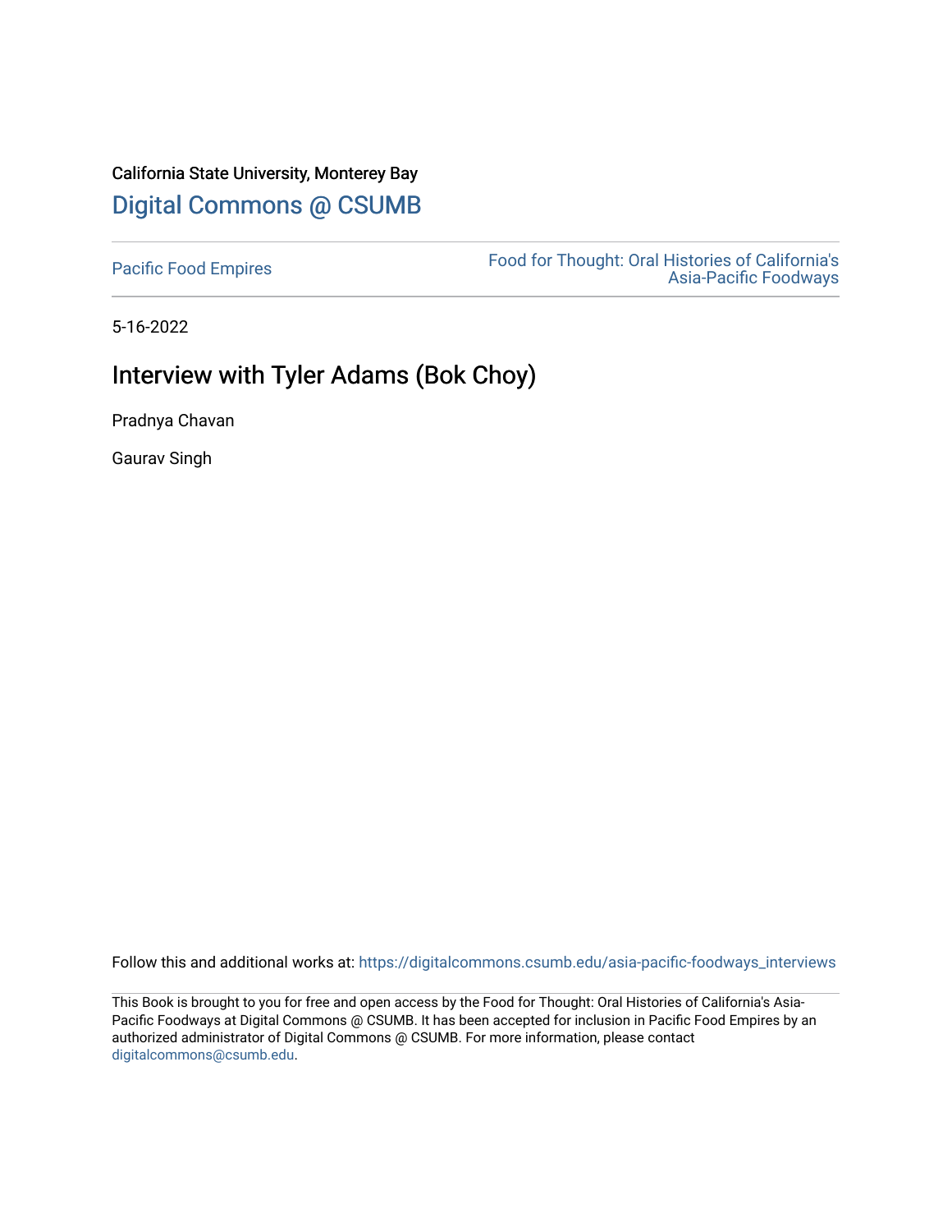California State University, Monterey Bay

Digital Commons @ CSUMB

Pacific Food Empires

Food for Thought: Oral Histories of California's Asia-Pacific Foodways

5-16-2022

# Interview with Tyler Adams (Bok Choy)

Pradnya Chavan

Gaurav Singh

Follow this and additional works at: https://digitalcommons.csumb.edu/asia-pacific-foodways_interviews

This Book is brought to you for free and open access by the Food for Thought: Oral Histories of California's Asia-Pacific Foodways at Digital Commons @ CSUMB. It has been accepted for inclusion in Pacific Food Empires by an authorized administrator of Digital Commons @ CSUMB. For more information, please contact digitalcommons@csumb.edu.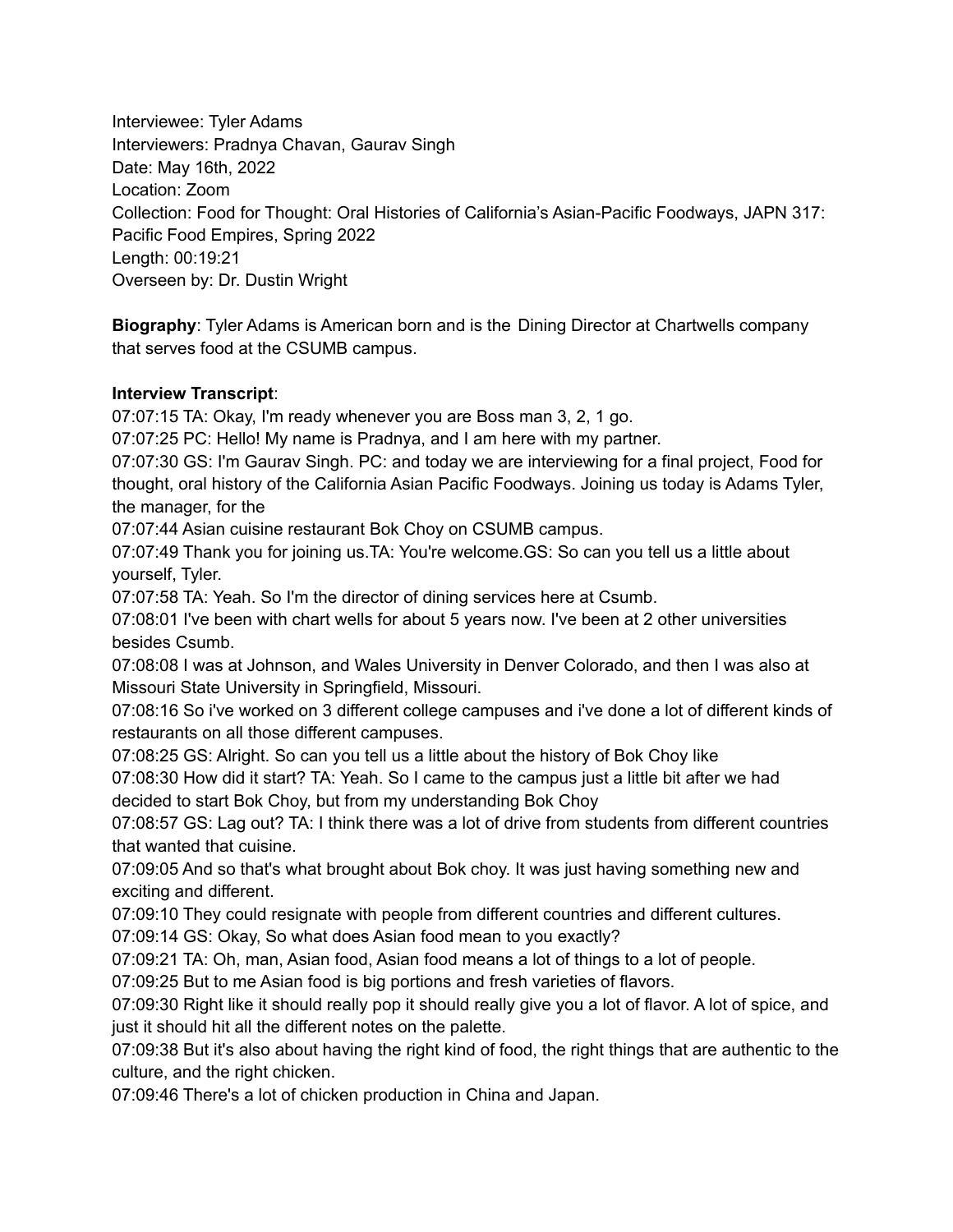Interviewee: Tyler Adams
Interviewers: Pradnya Chavan, Gaurav Singh
Date: May 16th, 2022
Location: Zoom
Collection: Food for Thought: Oral Histories of California's Asian-Pacific Foodways, JAPN 317: Pacific Food Empires, Spring 2022
Length: 00:19:21
Overseen by: Dr. Dustin Wright

**Biography**: Tyler Adams is American born and is the Dining Director at Chartwells company that serves food at the CSUMB campus.

**Interview Transcript**:

07:07:15 TA: Okay, I'm ready whenever you are Boss man 3, 2, 1 go.
07:07:25 PC: Hello! My name is Pradnya, and I am here with my partner.
07:07:30 GS: I'm Gaurav Singh. PC: and today we are interviewing for a final project, Food for thought, oral history of the California Asian Pacific Foodways. Joining us today is Adams Tyler, the manager, for the
07:07:44 Asian cuisine restaurant Bok Choy on CSUMB campus.
07:07:49 Thank you for joining us.TA: You're welcome.GS: So can you tell us a little about yourself, Tyler.
07:07:58 TA: Yeah. So I'm the director of dining services here at Csumb.
07:08:01 I've been with chart wells for about 5 years now. I've been at 2 other universities besides Csumb.
07:08:08 I was at Johnson, and Wales University in Denver Colorado, and then I was also at Missouri State University in Springfield, Missouri.
07:08:16 So i've worked on 3 different college campuses and i've done a lot of different kinds of restaurants on all those different campuses.
07:08:25 GS: Alright. So can you tell us a little about the history of Bok Choy like
07:08:30 How did it start? TA: Yeah. So I came to the campus just a little bit after we had decided to start Bok Choy, but from my understanding Bok Choy
07:08:57 GS: Lag out? TA: I think there was a lot of drive from students from different countries that wanted that cuisine.
07:09:05 And so that's what brought about Bok choy. It was just having something new and exciting and different.
07:09:10 They could resignate with people from different countries and different cultures.
07:09:14 GS: Okay, So what does Asian food mean to you exactly?
07:09:21 TA: Oh, man, Asian food, Asian food means a lot of things to a lot of people.
07:09:25 But to me Asian food is big portions and fresh varieties of flavors.
07:09:30 Right like it should really pop it should really give you a lot of flavor. A lot of spice, and just it should hit all the different notes on the palette.
07:09:38 But it's also about having the right kind of food, the right things that are authentic to the culture, and the right chicken.
07:09:46 There's a lot of chicken production in China and Japan.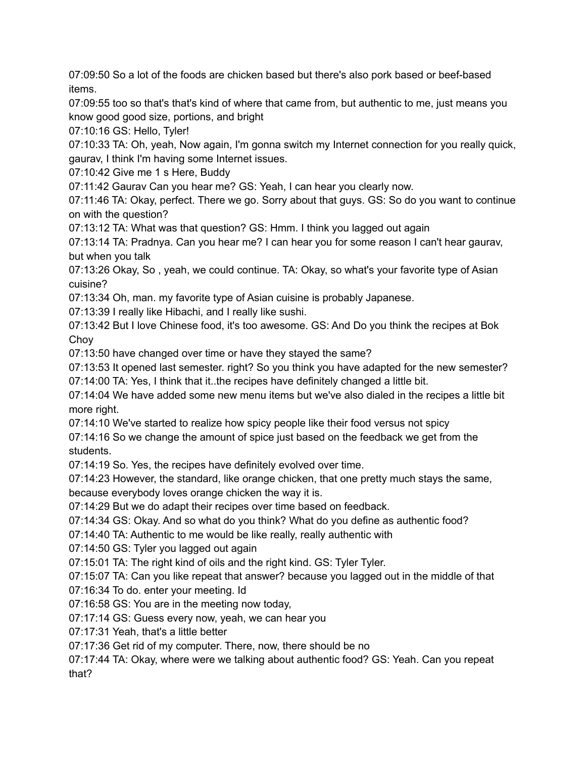07:09:50 So a lot of the foods are chicken based but there's also pork based or beef-based items.

07:09:55 too so that's that's kind of where that came from, but authentic to me, just means you know good good size, portions, and bright

07:10:16 GS: Hello, Tyler!

07:10:33 TA: Oh, yeah, Now again, I'm gonna switch my Internet connection for you really quick, gaurav, I think I'm having some Internet issues.

07:10:42 Give me 1 s Here, Buddy

07:11:42 Gaurav Can you hear me? GS: Yeah, I can hear you clearly now.

07:11:46 TA: Okay, perfect. There we go. Sorry about that guys. GS: So do you want to continue on with the question?

07:13:12 TA: What was that question? GS: Hmm. I think you lagged out again

07:13:14 TA: Pradnya. Can you hear me? I can hear you for some reason I can't hear gaurav, but when you talk

07:13:26 Okay, So , yeah, we could continue. TA: Okay, so what's your favorite type of Asian cuisine?

07:13:34 Oh, man. my favorite type of Asian cuisine is probably Japanese.

07:13:39 I really like Hibachi, and I really like sushi.

07:13:42 But I love Chinese food, it's too awesome. GS: And Do you think the recipes at Bok Choy

07:13:50 have changed over time or have they stayed the same?

07:13:53 It opened last semester. right? So you think you have adapted for the new semester?

07:14:00 TA: Yes, I think that it..the recipes have definitely changed a little bit.

07:14:04 We have added some new menu items but we've also dialed in the recipes a little bit more right.

07:14:10 We've started to realize how spicy people like their food versus not spicy

07:14:16 So we change the amount of spice just based on the feedback we get from the students.

07:14:19 So. Yes, the recipes have definitely evolved over time.

07:14:23 However, the standard, like orange chicken, that one pretty much stays the same, because everybody loves orange chicken the way it is.

07:14:29 But we do adapt their recipes over time based on feedback.

07:14:34 GS: Okay. And so what do you think? What do you define as authentic food?

07:14:40 TA: Authentic to me would be like really, really authentic with

07:14:50 GS: Tyler you lagged out again

07:15:01 TA: The right kind of oils and the right kind. GS: Tyler Tyler.

07:15:07 TA: Can you like repeat that answer? because you lagged out in the middle of that

07:16:34 To do. enter your meeting. Id

07:16:58 GS: You are in the meeting now today,

07:17:14 GS: Guess every now, yeah, we can hear you

07:17:31 Yeah, that's a little better

07:17:36 Get rid of my computer. There, now, there should be no

07:17:44 TA: Okay, where were we talking about authentic food? GS: Yeah. Can you repeat that?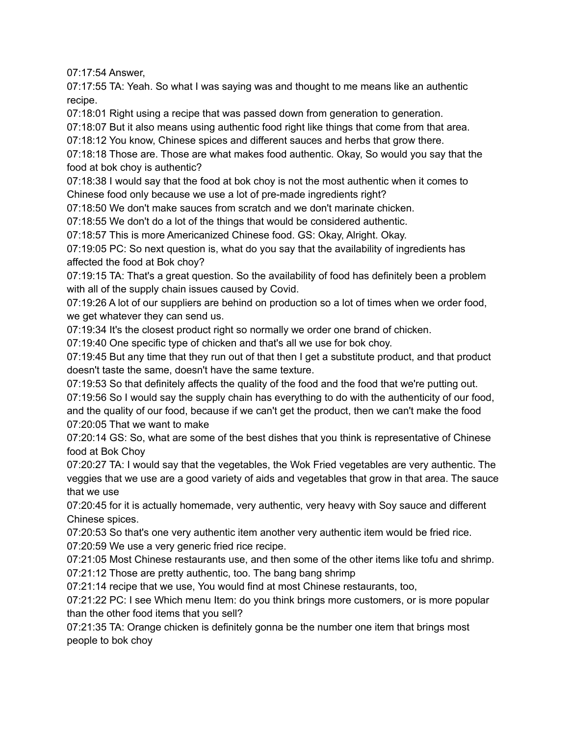07:17:54 Answer,

07:17:55 TA: Yeah. So what I was saying was and thought to me means like an authentic recipe.

07:18:01 Right using a recipe that was passed down from generation to generation.

07:18:07 But it also means using authentic food right like things that come from that area.

07:18:12 You know, Chinese spices and different sauces and herbs that grow there.

07:18:18 Those are. Those are what makes food authentic. Okay, So would you say that the food at bok choy is authentic?

07:18:38 I would say that the food at bok choy is not the most authentic when it comes to Chinese food only because we use a lot of pre-made ingredients right?

07:18:50 We don't make sauces from scratch and we don't marinate chicken.

07:18:55 We don't do a lot of the things that would be considered authentic.

07:18:57 This is more Americanized Chinese food. GS: Okay, Alright. Okay.

07:19:05 PC: So next question is, what do you say that the availability of ingredients has affected the food at Bok choy?

07:19:15 TA: That's a great question. So the availability of food has definitely been a problem with all of the supply chain issues caused by Covid.

07:19:26 A lot of our suppliers are behind on production so a lot of times when we order food, we get whatever they can send us.

07:19:34 It's the closest product right so normally we order one brand of chicken.

07:19:40 One specific type of chicken and that's all we use for bok choy.

07:19:45 But any time that they run out of that then I get a substitute product, and that product doesn't taste the same, doesn't have the same texture.

07:19:53 So that definitely affects the quality of the food and the food that we're putting out.

07:19:56 So I would say the supply chain has everything to do with the authenticity of our food, and the quality of our food, because if we can't get the product, then we can't make the food

07:20:05 That we want to make

07:20:14 GS: So, what are some of the best dishes that you think is representative of Chinese food at Bok Choy

07:20:27 TA: I would say that the vegetables, the Wok Fried vegetables are very authentic. The veggies that we use are a good variety of aids and vegetables that grow in that area. The sauce that we use

07:20:45 for it is actually homemade, very authentic, very heavy with Soy sauce and different Chinese spices.

07:20:53 So that's one very authentic item another very authentic item would be fried rice.

07:20:59 We use a very generic fried rice recipe.

07:21:05 Most Chinese restaurants use, and then some of the other items like tofu and shrimp.

07:21:12 Those are pretty authentic, too. The bang bang shrimp

07:21:14 recipe that we use, You would find at most Chinese restaurants, too,

07:21:22 PC: I see Which menu Item: do you think brings more customers, or is more popular than the other food items that you sell?

07:21:35 TA: Orange chicken is definitely gonna be the number one item that brings most people to bok choy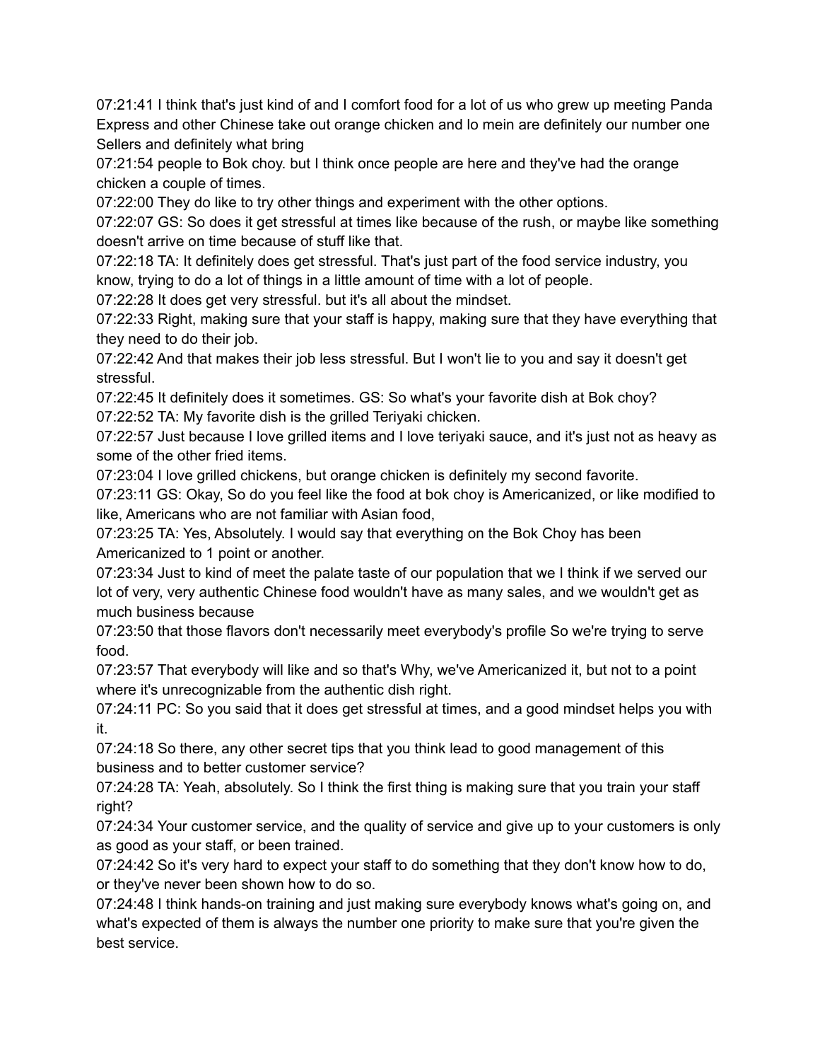07:21:41 I think that's just kind of and I comfort food for a lot of us who grew up meeting Panda Express and other Chinese take out orange chicken and lo mein are definitely our number one Sellers and definitely what bring

07:21:54 people to Bok choy. but I think once people are here and they've had the orange chicken a couple of times.

07:22:00 They do like to try other things and experiment with the other options.

07:22:07 GS: So does it get stressful at times like because of the rush, or maybe like something doesn't arrive on time because of stuff like that.

07:22:18 TA: It definitely does get stressful. That's just part of the food service industry, you know, trying to do a lot of things in a little amount of time with a lot of people.

07:22:28 It does get very stressful. but it's all about the mindset.

07:22:33 Right, making sure that your staff is happy, making sure that they have everything that they need to do their job.

07:22:42 And that makes their job less stressful. But I won't lie to you and say it doesn't get stressful.

07:22:45 It definitely does it sometimes. GS: So what's your favorite dish at Bok choy?

07:22:52 TA: My favorite dish is the grilled Teriyaki chicken.

07:22:57 Just because I love grilled items and I love teriyaki sauce, and it's just not as heavy as some of the other fried items.

07:23:04 I love grilled chickens, but orange chicken is definitely my second favorite.

07:23:11 GS: Okay, So do you feel like the food at bok choy is Americanized, or like modified to like, Americans who are not familiar with Asian food,

07:23:25 TA: Yes, Absolutely. I would say that everything on the Bok Choy has been Americanized to 1 point or another.

07:23:34 Just to kind of meet the palate taste of our population that we I think if we served our lot of very, very authentic Chinese food wouldn't have as many sales, and we wouldn't get as much business because

07:23:50 that those flavors don't necessarily meet everybody's profile So we're trying to serve food.

07:23:57 That everybody will like and so that's Why, we've Americanized it, but not to a point where it's unrecognizable from the authentic dish right.

07:24:11 PC: So you said that it does get stressful at times, and a good mindset helps you with it.

07:24:18 So there, any other secret tips that you think lead to good management of this business and to better customer service?

07:24:28 TA: Yeah, absolutely. So I think the first thing is making sure that you train your staff right?

07:24:34 Your customer service, and the quality of service and give up to your customers is only as good as your staff, or been trained.

07:24:42 So it's very hard to expect your staff to do something that they don't know how to do, or they've never been shown how to do so.

07:24:48 I think hands-on training and just making sure everybody knows what's going on, and what's expected of them is always the number one priority to make sure that you're given the best service.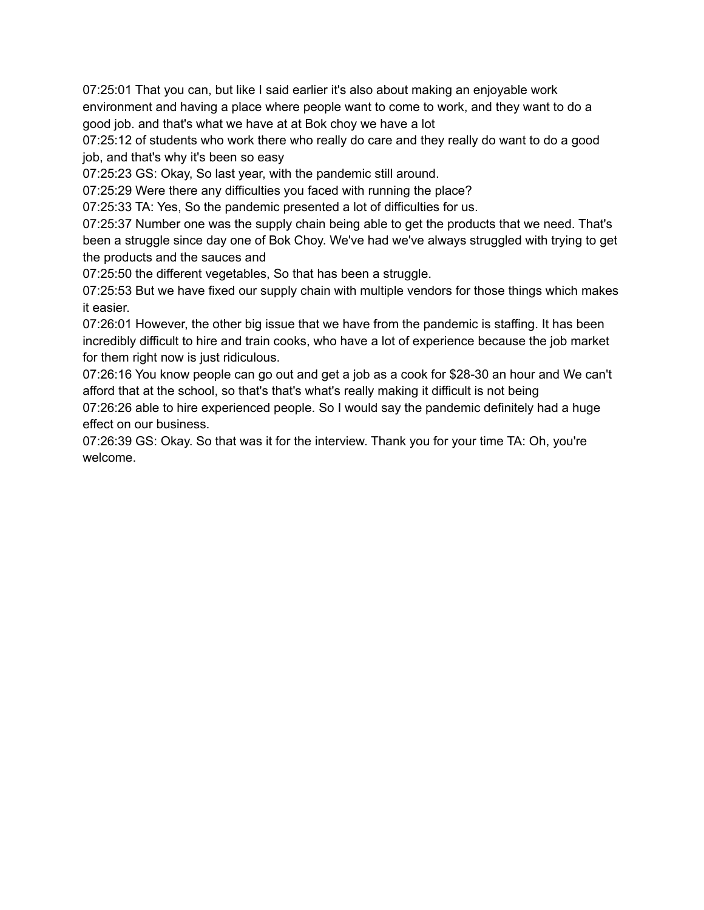07:25:01 That you can, but like I said earlier it's also about making an enjoyable work environment and having a place where people want to come to work, and they want to do a good job. and that's what we have at at Bok choy we have a lot

07:25:12 of students who work there who really do care and they really do want to do a good job, and that's why it's been so easy

07:25:23 GS: Okay, So last year, with the pandemic still around.

07:25:29 Were there any difficulties you faced with running the place?

07:25:33 TA: Yes, So the pandemic presented a lot of difficulties for us.

07:25:37 Number one was the supply chain being able to get the products that we need. That's been a struggle since day one of Bok Choy. We've had we've always struggled with trying to get the products and the sauces and

07:25:50 the different vegetables, So that has been a struggle.

07:25:53 But we have fixed our supply chain with multiple vendors for those things which makes it easier.

07:26:01 However, the other big issue that we have from the pandemic is staffing. It has been incredibly difficult to hire and train cooks, who have a lot of experience because the job market for them right now is just ridiculous.

07:26:16 You know people can go out and get a job as a cook for $28-30 an hour and We can't afford that at the school, so that's that's what's really making it difficult is not being

07:26:26 able to hire experienced people. So I would say the pandemic definitely had a huge effect on our business.

07:26:39 GS: Okay. So that was it for the interview. Thank you for your time TA: Oh, you're welcome.